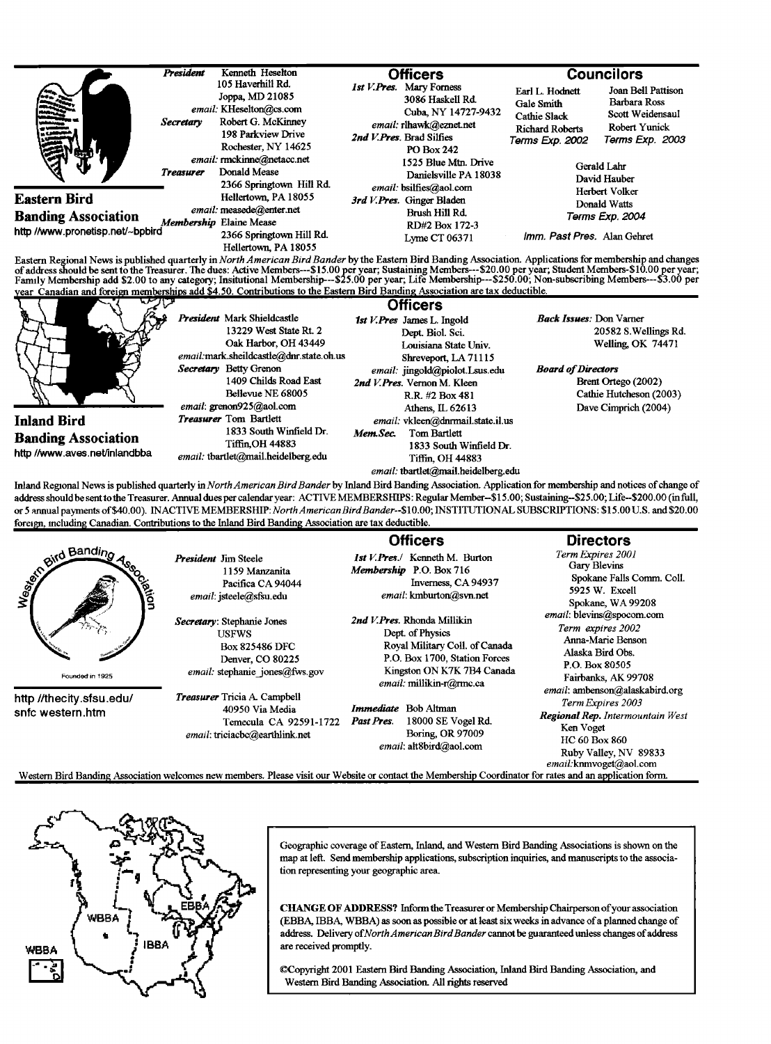## Eastern Bird Banding Association

http //www.pronetisp.net/~bpbird

**President** Kenneth Heselton
105 Haverhill Rd.
Joppa, MD 21085
*email:* KHeselton@cs.com

**Secretary** Robert G. McKinney
198 Parkview Drive
Rochester, NY 14625
*email:* rmckinne@netacc.net

**Treasurer** Donald Mease
2366 Springtown Hill Rd.
Hellertown, PA 18055
*email:* measede@enter.net

**Membership** Elaine Mease
2366 Springtown Hill Rd.
Hellertown, PA 18055

### Officers

**1st V.Pres.** Mary Forness
3086 Haskell Rd.
Cuba, NY 14727-9432
*email:* rlhawk@eznet.net

**2nd V.Pres.** Brad Silfies
PO Box 242
1525 Blue Mtn. Drive
Danielsville PA 18038
*email:* bsilfies@aol.com

**3rd V.Pres.** Ginger Bladen
Brush Hill Rd.
RD#2 Box 172-3
Lyme CT 06371

### Councilors

Earl L. Hodnett, Gale Smith, Cathie Slack, Richard Roberts — *Terms Exp. 2002*

Joan Bell Pattison, Barbara Ross, Scott Weidensaul, Robert Yunick — *Terms Exp. 2003*

Gerald Lahr, David Hauber, Herbert Volker, Donald Watts — *Terms Exp. 2004*

*Imm. Past Pres.* Alan Gehret

Eastern Regional News is published quarterly in *North American Bird Bander* by the Eastern Bird Banding Association. Applications for membership and changes of address should be sent to the Treasurer. The dues: Active Members---$15.00 per year; Sustaining Members---$20.00 per year; Student Members-$10.00 per year; Family Membership add $2.00 to any category; Insitutional Membership---$25.00 per year; Life Membership---$250.00; Non-subscribing Members---$3.00 per year. Canadian and foreign memberships add $4.50. Contributions to the Eastern Bird Banding Association are tax deductible.

## Inland Bird Banding Association

http //www.aves.net/inlandbba

**President** Mark Shieldcastle
13229 West State Rt. 2
Oak Harbor, OH 43449
*email:* mark.sheildcastle@dnr.state.oh.us

**Secretary** Betty Grenon
1409 Childs Road East
Bellevue NE 68005
*email:* grenon925@aol.com

**Treasurer** Tom Bartlett
1833 South Winfield Dr.
Tiffin, OH 44883
*email:* tbartlet@mail.heidelberg.edu

### Officers

**1st V.Pres** James L. Ingold
Dept. Biol. Sci.
Louisiana State Univ.
Shreveport, LA 71115
*email:* jingold@piolot.Lsus.edu

**2nd V.Pres.** Vernon M. Kleen
R.R. #2 Box 481
Athens, IL 62613
*email:* vkleen@dnrmail.state.il.us

**Mem.Sec.** Tom Bartlett
1833 South Winfield Dr.
Tiffin, OH 44883
*email:* tbartlet@mail.heidelberg.edu

**Back Issues:** Don Varner
20582 S.Wellings Rd.
Welling, OK 74471

**Board of Directors**
Brent Ortego (2002)
Cathie Hutcheson (2003)
Dave Cimprich (2004)

Inland Regional News is published quarterly in *North American Bird Bander* by Inland Bird Banding Association. Application for membership and notices of change of address should be sent to the Treasurer. Annual dues per calendar year: ACTIVE MEMBERSHIPS: Regular Member--$15.00; Sustaining--$25.00; Life--$200.00 (in full, or 5 annual payments of $40.00). INACTIVE MEMBERSHIP: *North American Bird Bander*--$10.00; INSTITUTIONAL SUBSCRIPTIONS: $15.00 U.S. and $20.00 foreign, including Canadian. Contributions to the Inland Bird Banding Association are tax deductible.

## Western Bird Banding Association

Founded in 1925

http //thecity.sfsu.edu/ snfc western.htm

**President** Jim Steele
1159 Manzanita
Pacifica CA 94044
*email:* jsteele@sfsu.edu

**Secretary:** Stephanie Jones
USFWS
Box 825486 DFC
Denver, CO 80225
*email:* stephanie_jones@fws.gov

**Treasurer** Tricia A. Campbell
40950 Via Media
Temecula CA 92591-1722
*email:* triciacbc@earthlink.net

### Officers

**1st V.Pres./ Membership** Kenneth M. Burton
P.O. Box 716
Inverness, CA 94937
*email:* kmburton@svn.net

**2nd V.Pres.** Rhonda Millikin
Dept. of Physics
Royal Military Coll. of Canada
P.O. Box 1700, Station Forces
Kingston ON K7K 7B4 Canada
*email:* millikin-r@rmc.ca

**Immediate Past Pres.** Bob Altman
18000 SE Vogel Rd.
Boring, OR 97009
*email:* alt8bird@aol.com

### Directors

*Term Expires 2001*
Gary Blevins
Spokane Falls Comm. Coll.
5925 W. Excell
Spokane, WA 99208
*email:* blevins@spocom.com

*Term expires 2002*
Anna-Marie Benson
Alaska Bird Obs.
P.O. Box 80505
Fairbanks, AK 99708
*email:* ambenson@alaskabird.org

*Term Expires 2003*

*Regional Rep. Intermountain West*
Ken Voget
HC 60 Box 860
Ruby Valley, NV 89833
*email:* knmvoget@aol.com

Western Bird Banding Association welcomes new members. Please visit our Website or contact the Membership Coordinator for rates and an application form.

WBBA | IBBA | EBBA

Geographic coverage of Eastern, Inland, and Western Bird Banding Associations is shown on the map at left. Send membership applications, subscription inquiries, and manuscripts to the association representing your geographic area.

**CHANGE OF ADDRESS?** Inform the Treasurer or Membership Chairperson of your association (EBBA, IBBA, WBBA) as soon as possible or at least six weeks in advance of a planned change of address. Delivery of *North American Bird Bander* cannot be guaranteed unless changes of address are received promptly.

©Copyright 2001 Eastern Bird Banding Association, Inland Bird Banding Association, and Western Bird Banding Association. All rights reserved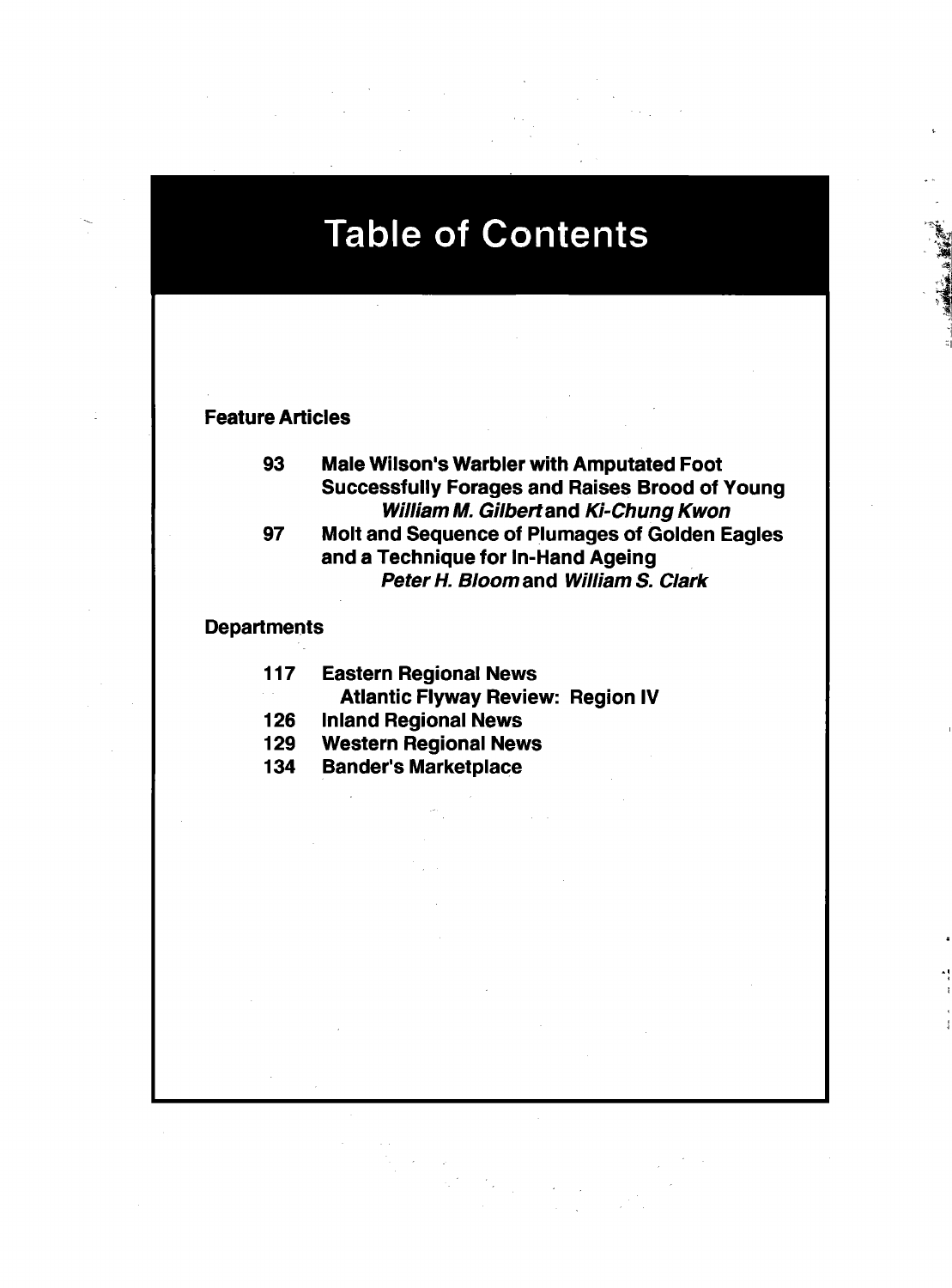# Table of Contents

## Feature Articles

93 **Male Wilson's Warbler with Amputated Foot Successfully Forages and Raises Brood of Young**
*William M. Gilbert* and *Ki-Chung Kwon*

97 **Molt and Sequence of Plumages of Golden Eagles and a Technique for In-Hand Ageing**
*Peter H. Bloom* and *William S. Clark*

## Departments

117 **Eastern Regional News**
**Atlantic Flyway Review: Region IV**

126 **Inland Regional News**

129 **Western Regional News**

134 **Bander's Marketplace**